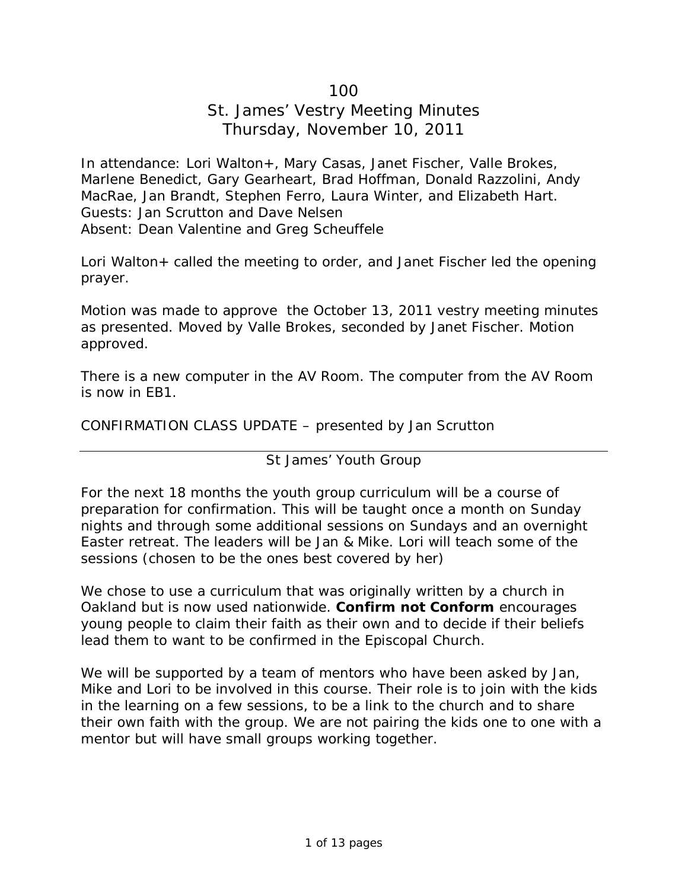100

# St. James' Vestry Meeting Minutes
## Thursday, November 10, 2011

In attendance: Lori Walton+, Mary Casas, Janet Fischer, Valle Brokes, Marlene Benedict, Gary Gearheart, Brad Hoffman, Donald Razzolini, Andy MacRae, Jan Brandt, Stephen Ferro, Laura Winter, and Elizabeth Hart.
Guests: Jan Scrutton and Dave Nelsen
Absent: Dean Valentine and Greg Scheuffele

Lori Walton+ called the meeting to order, and Janet Fischer led the opening prayer.

Motion was made to approve the October 13, 2011 vestry meeting minutes as presented. Moved by Valle Brokes, seconded by Janet Fischer. Motion approved.

There is a new computer in the AV Room. The computer from the AV Room is now in EB1.

CONFIRMATION CLASS UPDATE – presented by Jan Scrutton

---

St James' Youth Group

For the next 18 months the youth group curriculum will be a course of preparation for confirmation. This will be taught once a month on Sunday nights and through some additional sessions on Sundays and an overnight Easter retreat. The leaders will be Jan & Mike. Lori will teach some of the sessions (chosen to be the ones best covered by her)

We chose to use a curriculum that was originally written by a church in Oakland but is now used nationwide. **Confirm not Conform** encourages young people to claim their faith as their own and to decide if their beliefs lead them to want to be confirmed in the Episcopal Church.

We will be supported by a team of mentors who have been asked by Jan, Mike and Lori to be involved in this course. Their role is to join with the kids in the learning on a few sessions, to be a link to the church and to share their own faith with the group. We are not pairing the kids one to one with a mentor but will have small groups working together.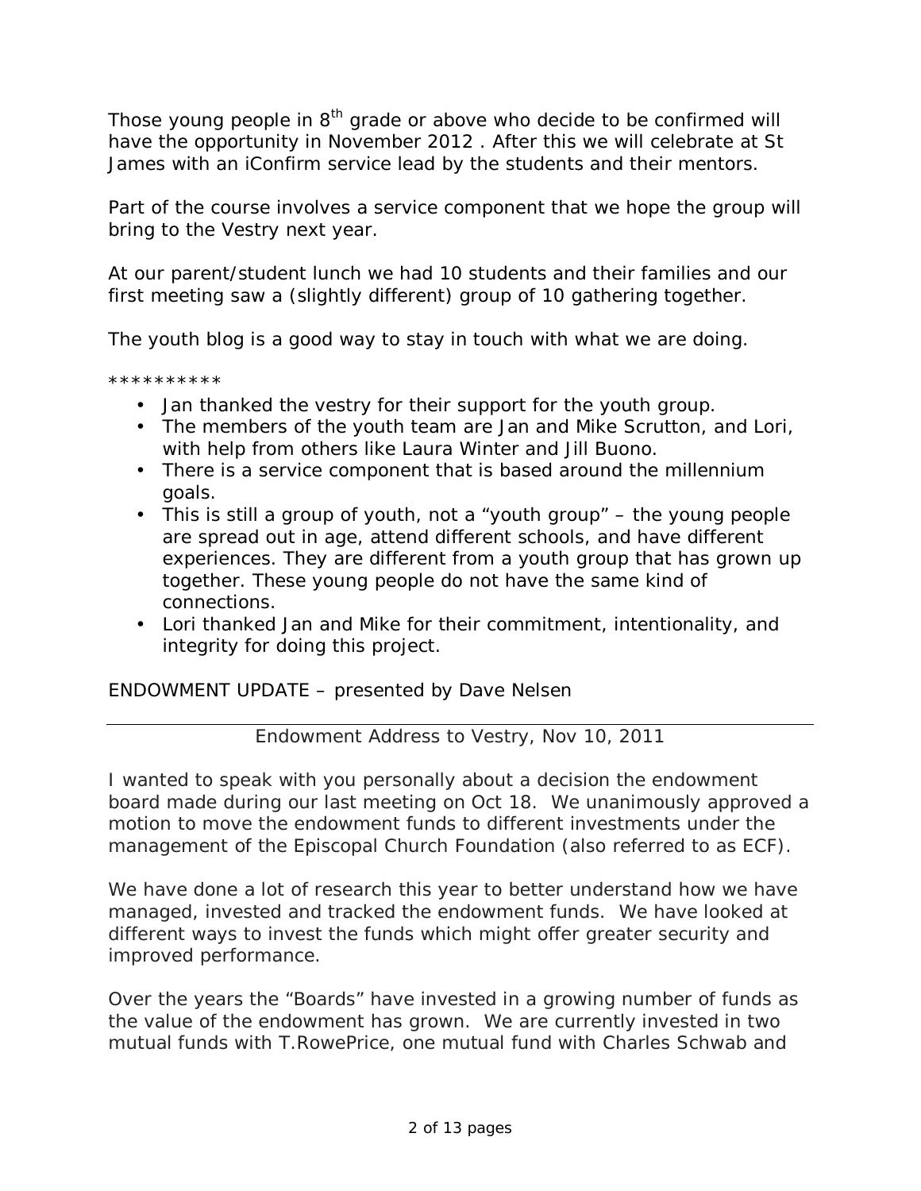Those young people in 8th grade or above who decide to be confirmed will have the opportunity in November 2012 . After this we will celebrate at St James with an iConfirm service lead by the students and their mentors.

Part of the course involves a service component that we hope the group will bring to the Vestry next year.

At our parent/student lunch we had 10 students and their families and our first meeting saw a (slightly different) group of 10 gathering together.

The youth blog is a good way to stay in touch with what we are doing.

**********

- Jan thanked the vestry for their support for the youth group.
- The members of the youth team are Jan and Mike Scrutton, and Lori, with help from others like Laura Winter and Jill Buono.
- There is a service component that is based around the millennium goals.
- This is still a group of youth, not a "youth group" – the young people are spread out in age, attend different schools, and have different experiences. They are different from a youth group that has grown up together. These young people do not have the same kind of connections.
- Lori thanked Jan and Mike for their commitment, intentionality, and integrity for doing this project.

ENDOWMENT UPDATE – presented by Dave Nelsen

---

Endowment Address to Vestry, Nov 10, 2011

I wanted to speak with you personally about a decision the endowment board made during our last meeting on Oct 18. We unanimously approved a motion to move the endowment funds to different investments under the management of the Episcopal Church Foundation (also referred to as ECF).

We have done a lot of research this year to better understand how we have managed, invested and tracked the endowment funds. We have looked at different ways to invest the funds which might offer greater security and improved performance.

Over the years the "Boards" have invested in a growing number of funds as the value of the endowment has grown. We are currently invested in two mutual funds with T.RowePrice, one mutual fund with Charles Schwab and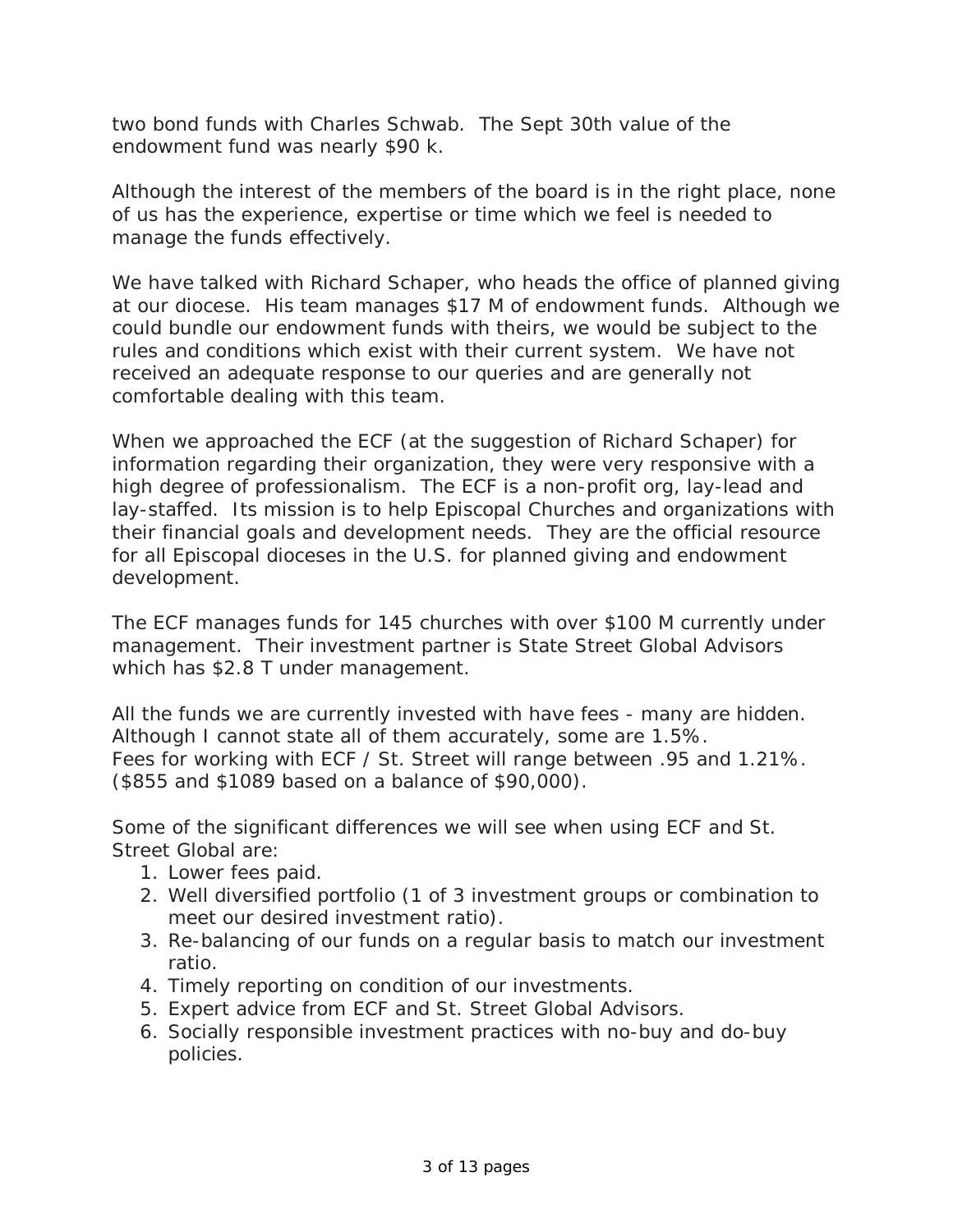two bond funds with Charles Schwab. The Sept 30th value of the endowment fund was nearly $90 k.

Although the interest of the members of the board is in the right place, none of us has the experience, expertise or time which we feel is needed to manage the funds effectively.

We have talked with Richard Schaper, who heads the office of planned giving at our diocese. His team manages $17 M of endowment funds. Although we could bundle our endowment funds with theirs, we would be subject to the rules and conditions which exist with their current system. We have not received an adequate response to our queries and are generally not comfortable dealing with this team.

When we approached the ECF (at the suggestion of Richard Schaper) for information regarding their organization, they were very responsive with a high degree of professionalism. The ECF is a non-profit org, lay-lead and lay-staffed. Its mission is to help Episcopal Churches and organizations with their financial goals and development needs. They are the official resource for all Episcopal dioceses in the U.S. for planned giving and endowment development.

The ECF manages funds for 145 churches with over $100 M currently under management. Their investment partner is State Street Global Advisors which has $2.8 T under management.

All the funds we are currently invested with have fees - many are hidden. Although I cannot state all of them accurately, some are 1.5%.
Fees for working with ECF / St. Street will range between .95 and 1.21%. ($855 and $1089 based on a balance of $90,000).

Some of the significant differences we will see when using ECF and St. Street Global are:

1. Lower fees paid.
2. Well diversified portfolio (1 of 3 investment groups or combination to meet our desired investment ratio).
3. Re-balancing of our funds on a regular basis to match our investment ratio.
4. Timely reporting on condition of our investments.
5. Expert advice from ECF and St. Street Global Advisors.
6. Socially responsible investment practices with no-buy and do-buy policies.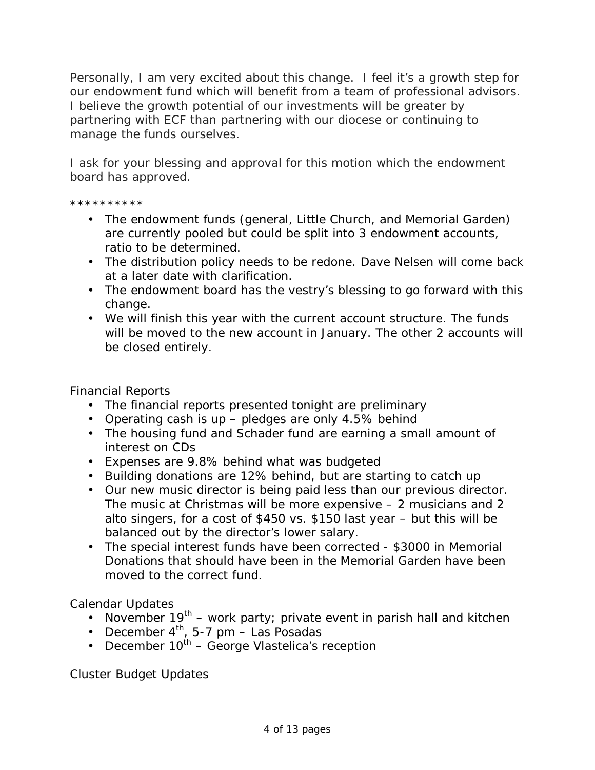Personally, I am very excited about this change. I feel it's a growth step for our endowment fund which will benefit from a team of professional advisors. I believe the growth potential of our investments will be greater by partnering with ECF than partnering with our diocese or continuing to manage the funds ourselves.

I ask for your blessing and approval for this motion which the endowment board has approved.

**********

- The endowment funds (general, Little Church, and Memorial Garden) are currently pooled but could be split into 3 endowment accounts, ratio to be determined.
- The distribution policy needs to be redone. Dave Nelsen will come back at a later date with clarification.
- The endowment board has the vestry's blessing to go forward with this change.
- We will finish this year with the current account structure. The funds will be moved to the new account in January. The other 2 accounts will be closed entirely.

---

Financial Reports

- The financial reports presented tonight are preliminary
- Operating cash is up – pledges are only 4.5% behind
- The housing fund and Schader fund are earning a small amount of interest on CDs
- Expenses are 9.8% behind what was budgeted
- Building donations are 12% behind, but are starting to catch up
- Our new music director is being paid less than our previous director. The music at Christmas will be more expensive – 2 musicians and 2 alto singers, for a cost of $450 vs. $150 last year – but this will be balanced out by the director's lower salary.
- The special interest funds have been corrected - $3000 in Memorial Donations that should have been in the Memorial Garden have been moved to the correct fund.

Calendar Updates

- November 19th – work party; private event in parish hall and kitchen
- December 4th, 5-7 pm – Las Posadas
- December 10th – George Vlastelica's reception

Cluster Budget Updates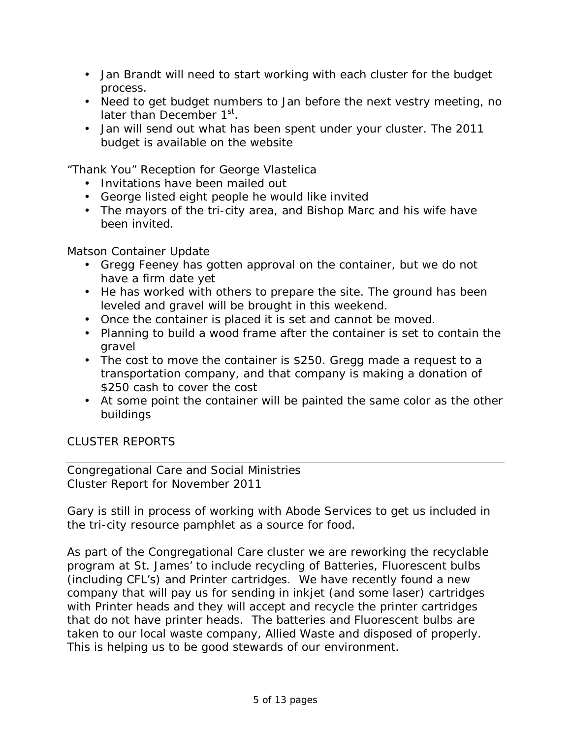- Jan Brandt will need to start working with each cluster for the budget process.
- Need to get budget numbers to Jan before the next vestry meeting, no later than December 1st.
- Jan will send out what has been spent under your cluster. The 2011 budget is available on the website

“Thank You” Reception for George Vlastelica

- Invitations have been mailed out
- George listed eight people he would like invited
- The mayors of the tri-city area, and Bishop Marc and his wife have been invited.

Matson Container Update

- Gregg Feeney has gotten approval on the container, but we do not have a firm date yet
- He has worked with others to prepare the site. The ground has been leveled and gravel will be brought in this weekend.
- Once the container is placed it is set and cannot be moved.
- Planning to build a wood frame after the container is set to contain the gravel
- The cost to move the container is $250. Gregg made a request to a transportation company, and that company is making a donation of $250 cash to cover the cost
- At some point the container will be painted the same color as the other buildings

CLUSTER REPORTS

---

Congregational Care and Social Ministries
Cluster Report for November 2011

Gary is still in process of working with Abode Services to get us included in the tri-city resource pamphlet as a source for food.

As part of the Congregational Care cluster we are reworking the recyclable program at St. James’ to include recycling of Batteries, Fluorescent bulbs (including CFL’s) and Printer cartridges. We have recently found a new company that will pay us for sending in inkjet (and some laser) cartridges with Printer heads and they will accept and recycle the printer cartridges that do not have printer heads. The batteries and Fluorescent bulbs are taken to our local waste company, Allied Waste and disposed of properly. This is helping us to be good stewards of our environment.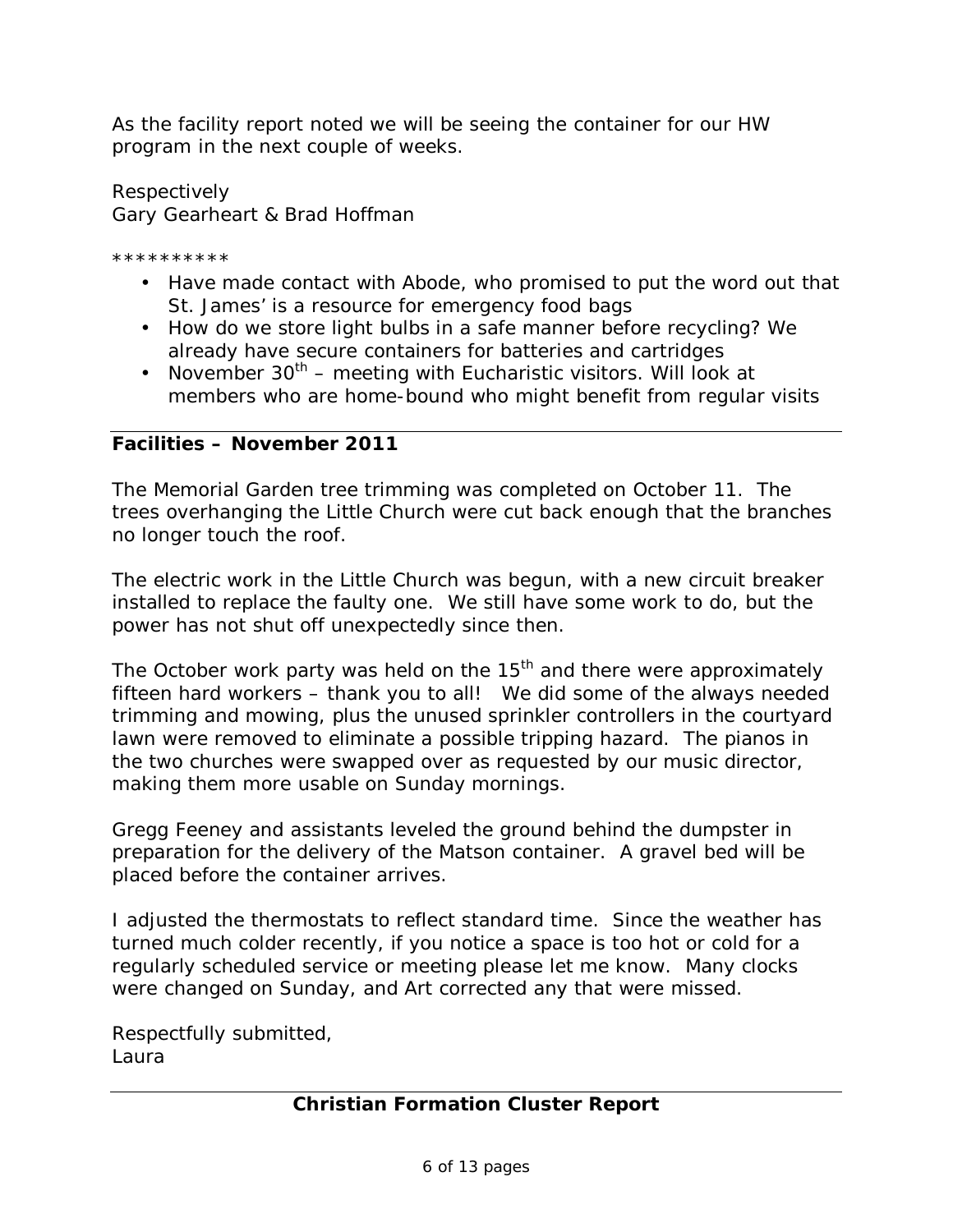As the facility report noted we will be seeing the container for our HW program in the next couple of weeks.

Respectively
Gary Gearheart & Brad Hoffman

**********

- Have made contact with Abode, who promised to put the word out that St. James' is a resource for emergency food bags
- How do we store light bulbs in a safe manner before recycling? We already have secure containers for batteries and cartridges
- November 30th – meeting with Eucharistic visitors. Will look at members who are home-bound who might benefit from regular visits

---

**Facilities – November 2011**

The Memorial Garden tree trimming was completed on October 11. The trees overhanging the Little Church were cut back enough that the branches no longer touch the roof.

The electric work in the Little Church was begun, with a new circuit breaker installed to replace the faulty one. We still have some work to do, but the power has not shut off unexpectedly since then.

The October work party was held on the 15th and there were approximately fifteen hard workers – thank you to all! We did some of the always needed trimming and mowing, plus the unused sprinkler controllers in the courtyard lawn were removed to eliminate a possible tripping hazard. The pianos in the two churches were swapped over as requested by our music director, making them more usable on Sunday mornings.

Gregg Feeney and assistants leveled the ground behind the dumpster in preparation for the delivery of the Matson container. A gravel bed will be placed before the container arrives.

I adjusted the thermostats to reflect standard time. Since the weather has turned much colder recently, if you notice a space is too hot or cold for a regularly scheduled service or meeting please let me know. Many clocks were changed on Sunday, and Art corrected any that were missed.

Respectfully submitted,
Laura

---

**Christian Formation Cluster Report**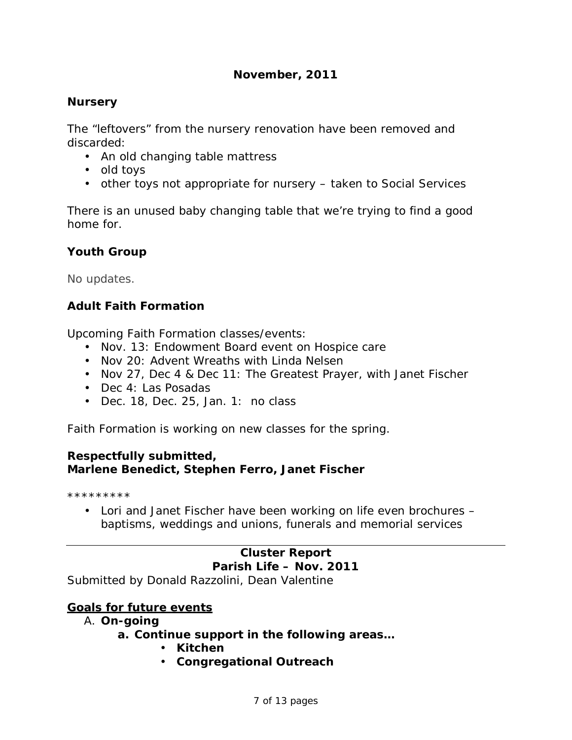**November, 2011**

### Nursery

The "leftovers" from the nursery renovation have been removed and discarded:

- An old changing table mattress
- old toys
- other toys not appropriate for nursery – taken to Social Services

There is an unused baby changing table that we're trying to find a good home for.

### Youth Group

No updates.

### Adult Faith Formation

Upcoming Faith Formation classes/events:

- Nov. 13: Endowment Board event on Hospice care
- Nov 20: Advent Wreaths with Linda Nelsen
- Nov 27, Dec 4 & Dec 11: The Greatest Prayer, with Janet Fischer
- Dec 4: Las Posadas
- Dec. 18, Dec. 25, Jan. 1: no class

Faith Formation is working on new classes for the spring.

**Respectfully submitted,**
**Marlene Benedict, Stephen Ferro, Janet Fischer**

*********

- Lori and Janet Fischer have been working on life even brochures – baptisms, weddings and unions, funerals and memorial services

---

**Cluster Report**
**Parish Life – Nov. 2011**

Submitted by Donald Razzolini, Dean Valentine

**Goals for future events**

A. **On-going**
   a. **Continue support in the following areas…**
      - **Kitchen**
      - **Congregational Outreach**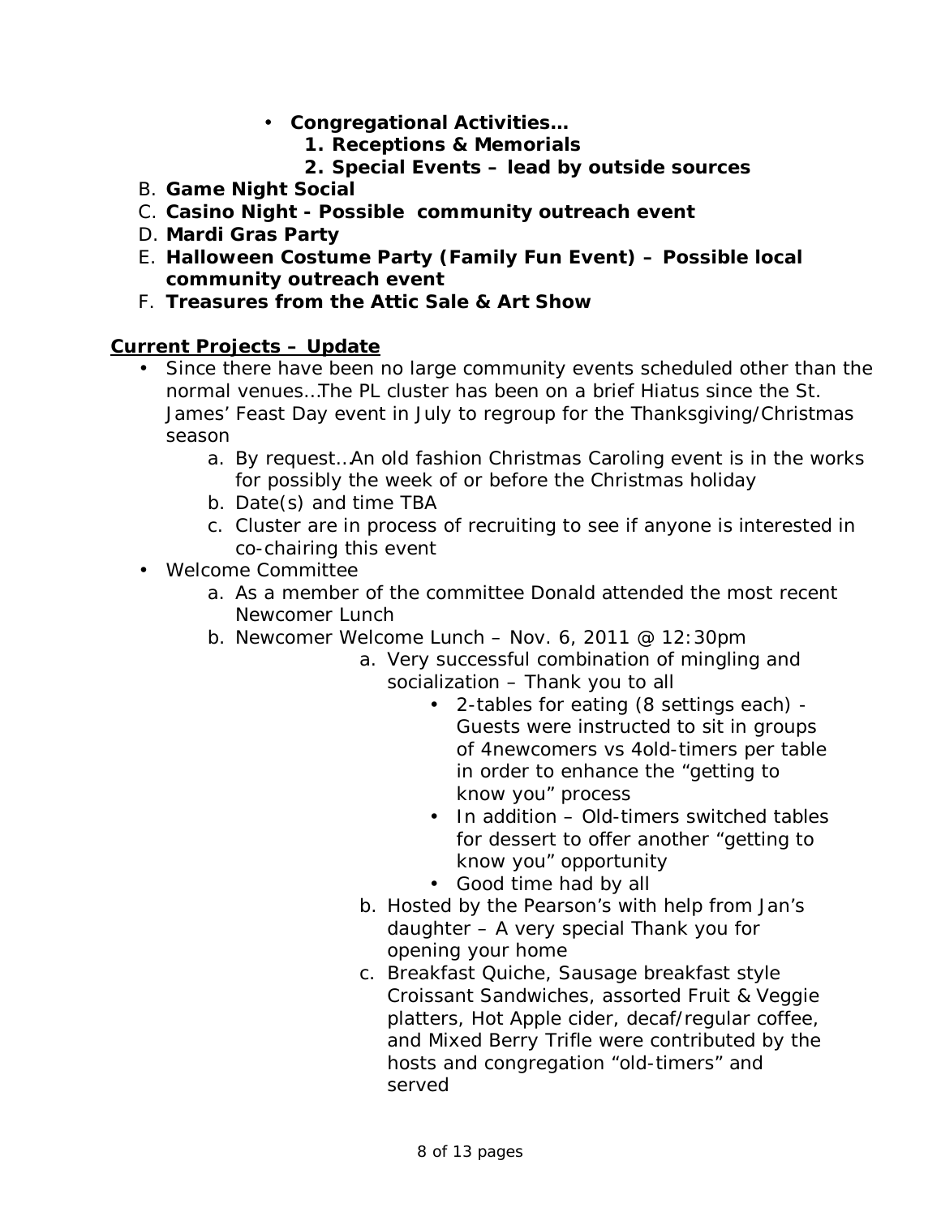- **Congregational Activities…**
    1. **Receptions & Memorials**
    2. **Special Events – lead by outside sources**

B. **Game Night Social**

C. **Casino Night - Possible community outreach event**

D. **Mardi Gras Party**

E. **Halloween Costume Party (Family Fun Event) – Possible local community outreach event**

F. **Treasures from the Attic Sale & Art Show**

**<u>Current Projects – Update</u>**

- Since there have been no large community events scheduled other than the normal venues…The PL cluster has been on a brief Hiatus since the St. James' Feast Day event in July to regroup for the Thanksgiving/Christmas season
    a. By request…An old fashion Christmas Caroling event is in the works for possibly the week of or before the Christmas holiday
    b. Date(s) and time TBA
    c. Cluster are in process of recruiting to see if anyone is interested in co-chairing this event
- Welcome Committee
    a. As a member of the committee Donald attended the most recent Newcomer Lunch
    b. Newcomer Welcome Lunch – Nov. 6, 2011 @ 12:30pm
        a. Very successful combination of mingling and socialization – Thank you to all
            - 2-tables for eating (8 settings each) - Guests were instructed to sit in groups of 4newcomers vs 4old-timers per table in order to enhance the "getting to know you" process
            - In addition – Old-timers switched tables for dessert to offer another "getting to know you" opportunity
            - Good time had by all
        b. Hosted by the Pearson's with help from Jan's daughter – A very special Thank you for opening your home
        c. Breakfast Quiche, Sausage breakfast style Croissant Sandwiches, assorted Fruit & Veggie platters, Hot Apple cider, decaf/regular coffee, and Mixed Berry Trifle were contributed by the hosts and congregation "old-timers" and served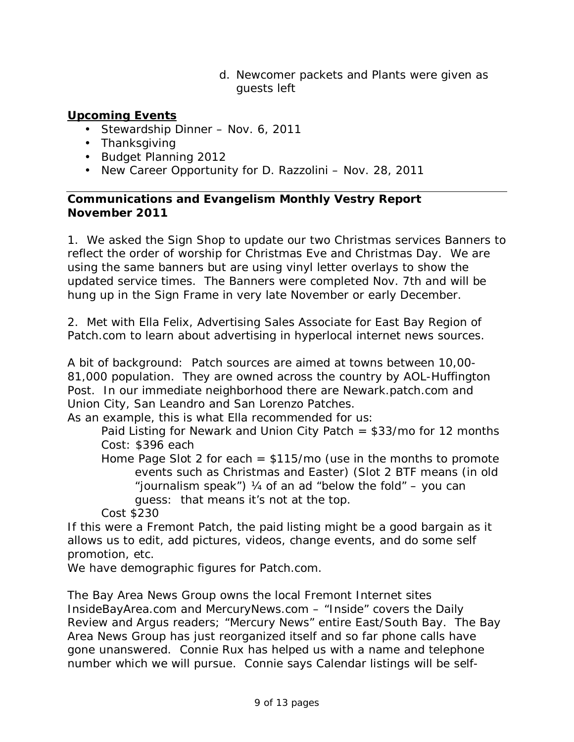d. Newcomer packets and Plants were given as guests left

**Upcoming Events**

- Stewardship Dinner – Nov. 6, 2011
- Thanksgiving
- Budget Planning 2012
- New Career Opportunity for D. Razzolini – Nov. 28, 2011

---

**Communications and Evangelism Monthly Vestry Report**
**November 2011**

1. We asked the Sign Shop to update our two Christmas services Banners to reflect the order of worship for Christmas Eve and Christmas Day. We are using the same banners but are using vinyl letter overlays to show the updated service times. The Banners were completed Nov. 7th and will be hung up in the Sign Frame in very late November or early December.

2. Met with Ella Felix, Advertising Sales Associate for East Bay Region of Patch.com to learn about advertising in hyperlocal internet news sources.

A bit of background: Patch sources are aimed at towns between 10,00-81,000 population. They are owned across the country by AOL-Huffington Post. In our immediate neighborhood there are Newark.patch.com and Union City, San Leandro and San Lorenzo Patches.
As an example, this is what Ella recommended for us:

Paid Listing for Newark and Union City Patch = $33/mo for 12 months
Cost: $396 each

Home Page Slot 2 for each = $115/mo (use in the months to promote events such as Christmas and Easter) (Slot 2 BTF means (in old "journalism speak") ¼ of an ad "below the fold" – you can guess: that means it's not at the top.

Cost $230

If this were a Fremont Patch, the paid listing might be a good bargain as it allows us to edit, add pictures, videos, change events, and do some self promotion, etc.
We have demographic figures for Patch.com.

The Bay Area News Group owns the local Fremont Internet sites InsideBayArea.com and MercuryNews.com – "Inside" covers the Daily Review and Argus readers; "Mercury News" entire East/South Bay. The Bay Area News Group has just reorganized itself and so far phone calls have gone unanswered. Connie Rux has helped us with a name and telephone number which we will pursue. Connie says Calendar listings will be self-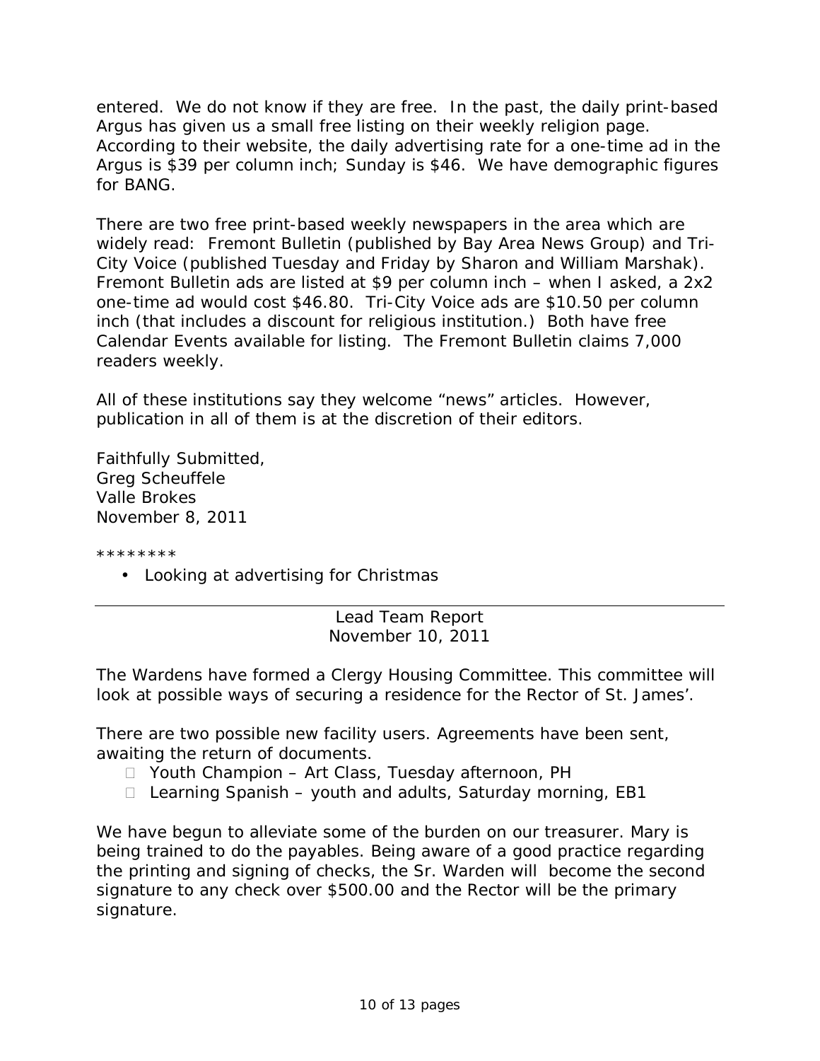entered. We do not know if they are free. In the past, the daily print-based Argus has given us a small free listing on their weekly religion page. According to their website, the daily advertising rate for a one-time ad in the Argus is $39 per column inch; Sunday is $46. We have demographic figures for BANG.

There are two free print-based weekly newspapers in the area which are widely read: Fremont Bulletin (published by Bay Area News Group) and Tri-City Voice (published Tuesday and Friday by Sharon and William Marshak). Fremont Bulletin ads are listed at $9 per column inch – when I asked, a 2x2 one-time ad would cost $46.80. Tri-City Voice ads are $10.50 per column inch (that includes a discount for religious institution.) Both have free Calendar Events available for listing. The Fremont Bulletin claims 7,000 readers weekly.

All of these institutions say they welcome "news" articles. However, publication in all of them is at the discretion of their editors.

Faithfully Submitted,
Greg Scheuffele
Valle Brokes
November 8, 2011

********

- Looking at advertising for Christmas

---

Lead Team Report
November 10, 2011

The Wardens have formed a Clergy Housing Committee. This committee will look at possible ways of securing a residence for the Rector of St. James'.

There are two possible new facility users. Agreements have been sent, awaiting the return of documents.

- Youth Champion – Art Class, Tuesday afternoon, PH
- Learning Spanish – youth and adults, Saturday morning, EB1

We have begun to alleviate some of the burden on our treasurer. Mary is being trained to do the payables. Being aware of a good practice regarding the printing and signing of checks, the Sr. Warden will become the second signature to any check over $500.00 and the Rector will be the primary signature.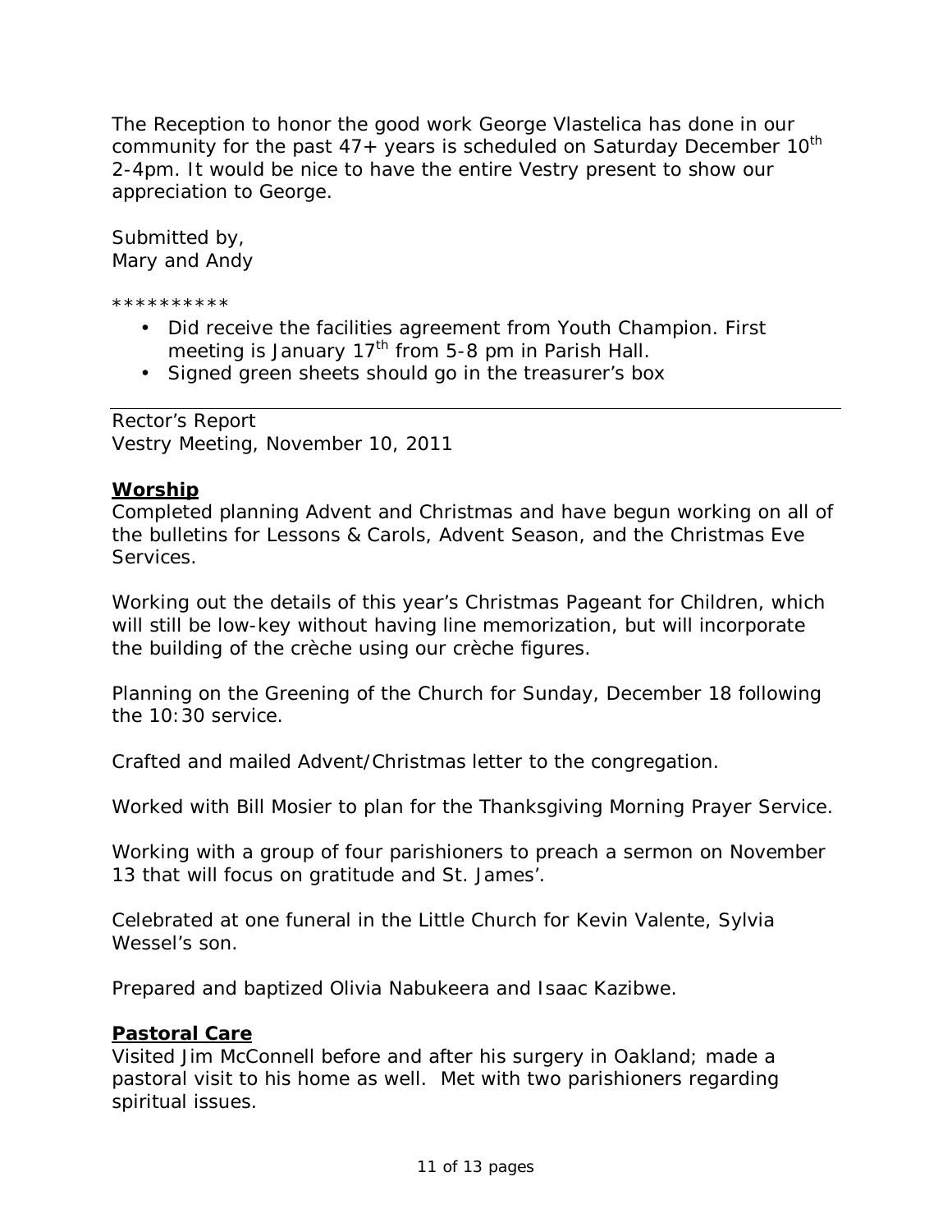The Reception to honor the good work George Vlastelica has done in our community for the past 47+ years is scheduled on Saturday December 10th 2-4pm. It would be nice to have the entire Vestry present to show our appreciation to George.

Submitted by,
Mary and Andy

**********

- Did receive the facilities agreement from Youth Champion. First meeting is January 17th from 5-8 pm in Parish Hall.
- Signed green sheets should go in the treasurer's box

---

Rector's Report
Vestry Meeting, November 10, 2011

## Worship

Completed planning Advent and Christmas and have begun working on all of the bulletins for Lessons & Carols, Advent Season, and the Christmas Eve Services.

Working out the details of this year's Christmas Pageant for Children, which will still be low-key without having line memorization, but will incorporate the building of the crèche using our crèche figures.

Planning on the Greening of the Church for Sunday, December 18 following the 10:30 service.

Crafted and mailed Advent/Christmas letter to the congregation.

Worked with Bill Mosier to plan for the Thanksgiving Morning Prayer Service.

Working with a group of four parishioners to preach a sermon on November 13 that will focus on gratitude and St. James'.

Celebrated at one funeral in the Little Church for Kevin Valente, Sylvia Wessel's son.

Prepared and baptized Olivia Nabukeera and Isaac Kazibwe.

## Pastoral Care

Visited Jim McConnell before and after his surgery in Oakland; made a pastoral visit to his home as well. Met with two parishioners regarding spiritual issues.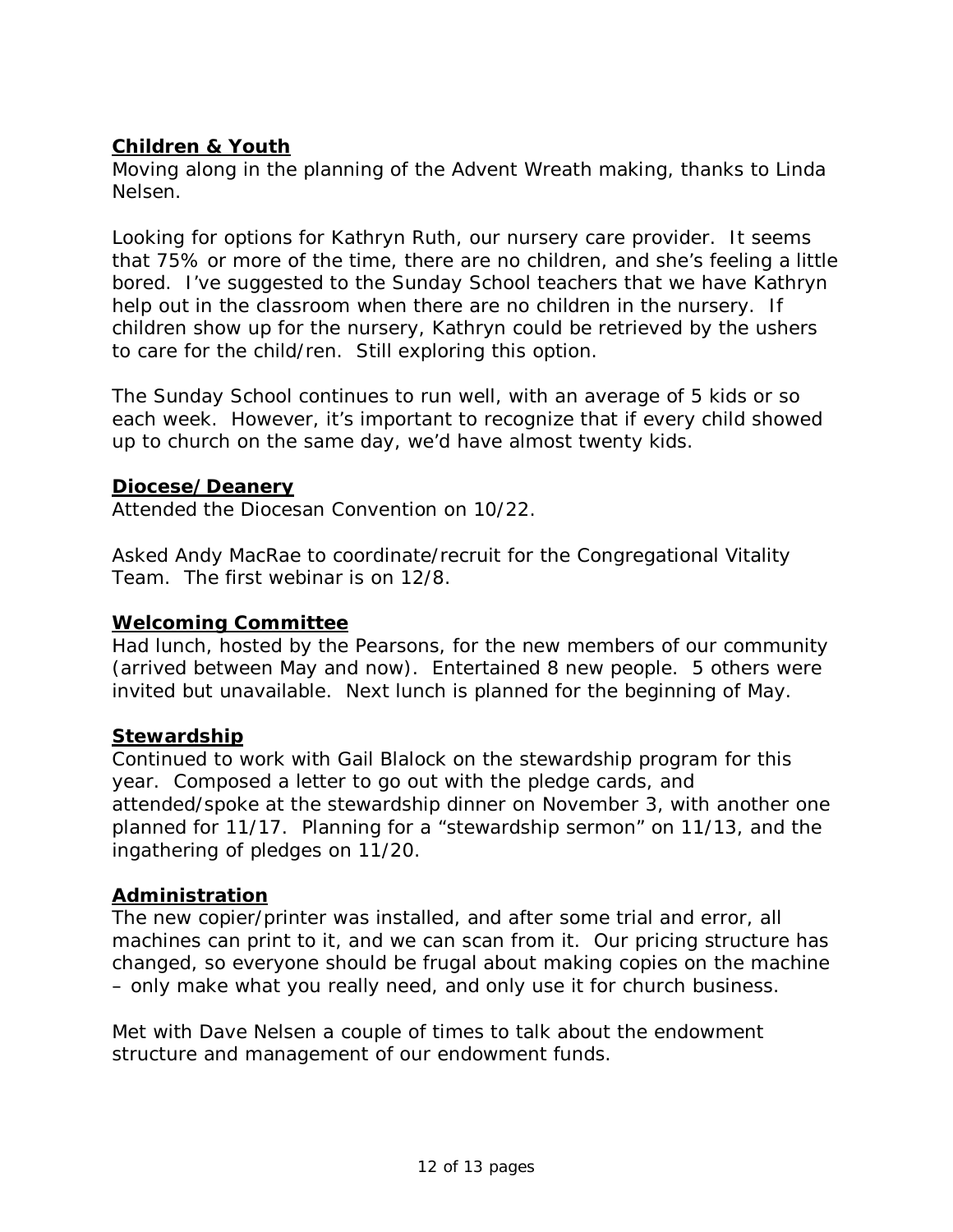**Children & Youth**

Moving along in the planning of the Advent Wreath making, thanks to Linda Nelsen.

Looking for options for Kathryn Ruth, our nursery care provider. It seems that 75% or more of the time, there are no children, and she's feeling a little bored. I've suggested to the Sunday School teachers that we have Kathryn help out in the classroom when there are no children in the nursery. If children show up for the nursery, Kathryn could be retrieved by the ushers to care for the child/ren. Still exploring this option.

The Sunday School continues to run well, with an average of 5 kids or so each week. However, it's important to recognize that if every child showed up to church on the same day, we'd have almost twenty kids.

**Diocese/Deanery**

Attended the Diocesan Convention on 10/22.

Asked Andy MacRae to coordinate/recruit for the Congregational Vitality Team. The first webinar is on 12/8.

**Welcoming Committee**

Had lunch, hosted by the Pearsons, for the new members of our community (arrived between May and now). Entertained 8 new people. 5 others were invited but unavailable. Next lunch is planned for the beginning of May.

**Stewardship**

Continued to work with Gail Blalock on the stewardship program for this year. Composed a letter to go out with the pledge cards, and attended/spoke at the stewardship dinner on November 3, with another one planned for 11/17. Planning for a "stewardship sermon" on 11/13, and the ingathering of pledges on 11/20.

**Administration**

The new copier/printer was installed, and after some trial and error, all machines can print to it, and we can scan from it. Our pricing structure has changed, so everyone should be frugal about making copies on the machine – only make what you really need, and only use it for church business.

Met with Dave Nelsen a couple of times to talk about the endowment structure and management of our endowment funds.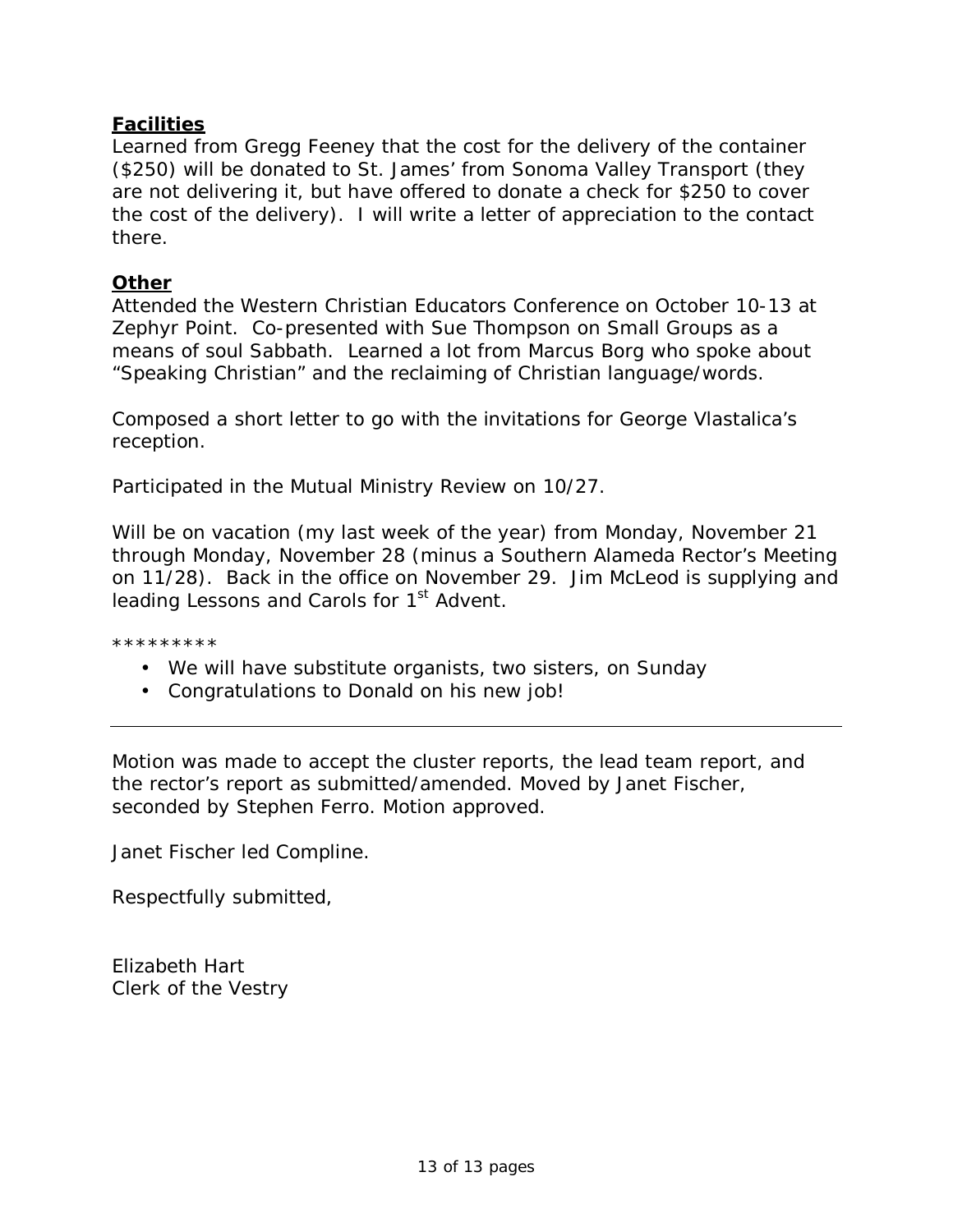**<u>Facilities</u>**

Learned from Gregg Feeney that the cost for the delivery of the container ($250) will be donated to St. James' from Sonoma Valley Transport (they are not delivering it, but have offered to donate a check for $250 to cover the cost of the delivery). I will write a letter of appreciation to the contact there.

**<u>Other</u>**

Attended the Western Christian Educators Conference on October 10-13 at Zephyr Point. Co-presented with Sue Thompson on Small Groups as a means of soul Sabbath. Learned a lot from Marcus Borg who spoke about "Speaking Christian" and the reclaiming of Christian language/words.

Composed a short letter to go with the invitations for George Vlastalica's reception.

Participated in the Mutual Ministry Review on 10/27.

Will be on vacation (my last week of the year) from Monday, November 21 through Monday, November 28 (minus a Southern Alameda Rector's Meeting on 11/28). Back in the office on November 29. Jim McLeod is supplying and leading Lessons and Carols for 1st Advent.

*********

- We will have substitute organists, two sisters, on Sunday
- Congratulations to Donald on his new job!

---

Motion was made to accept the cluster reports, the lead team report, and the rector's report as submitted/amended. Moved by Janet Fischer, seconded by Stephen Ferro. Motion approved.

Janet Fischer led Compline.

Respectfully submitted,

Elizabeth Hart
Clerk of the Vestry